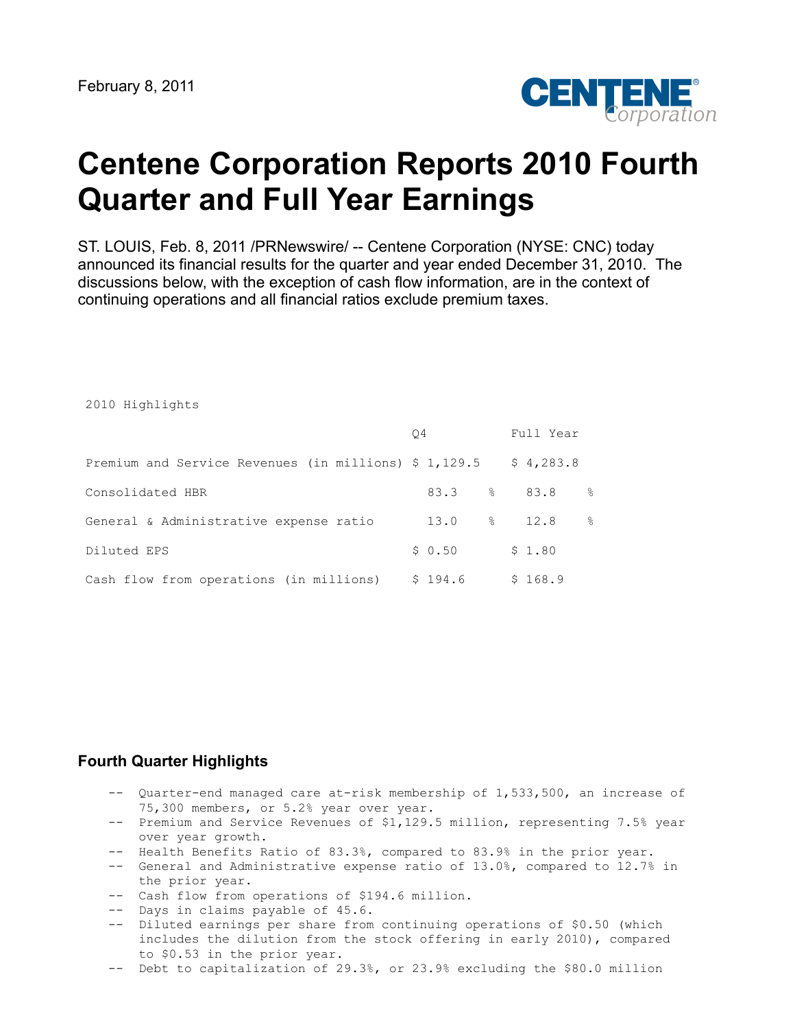February 8, 2011

# Centene Corporation Reports 2010 Fourth Quarter and Full Year Earnings

ST. LOUIS, Feb. 8, 2011 /PRNewswire/ -- Centene Corporation (NYSE: CNC) today announced its financial results for the quarter and year ended December 31, 2010. The discussions below, with the exception of cash flow information, are in the context of continuing operations and all financial ratios exclude premium taxes.

2010 Highlights

| | Q4 | Full Year |
|---|---|---|
| Premium and Service Revenues (in millions) | $ 1,129.5 | $ 4,283.8 |
| Consolidated HBR | 83.3 % | 83.8 % |
| General & Administrative expense ratio | 13.0 % | 12.8 % |
| Diluted EPS | $ 0.50 | $ 1.80 |
| Cash flow from operations (in millions) | $ 194.6 | $ 168.9 |

## Fourth Quarter Highlights

- Quarter-end managed care at-risk membership of 1,533,500, an increase of 75,300 members, or 5.2% year over year.
- Premium and Service Revenues of $1,129.5 million, representing 7.5% year over year growth.
- Health Benefits Ratio of 83.3%, compared to 83.9% in the prior year.
- General and Administrative expense ratio of 13.0%, compared to 12.7% in the prior year.
- Cash flow from operations of $194.6 million.
- Days in claims payable of 45.6.
- Diluted earnings per share from continuing operations of $0.50 (which includes the dilution from the stock offering in early 2010), compared to $0.53 in the prior year.
- Debt to capitalization of 29.3%, or 23.9% excluding the $80.0 million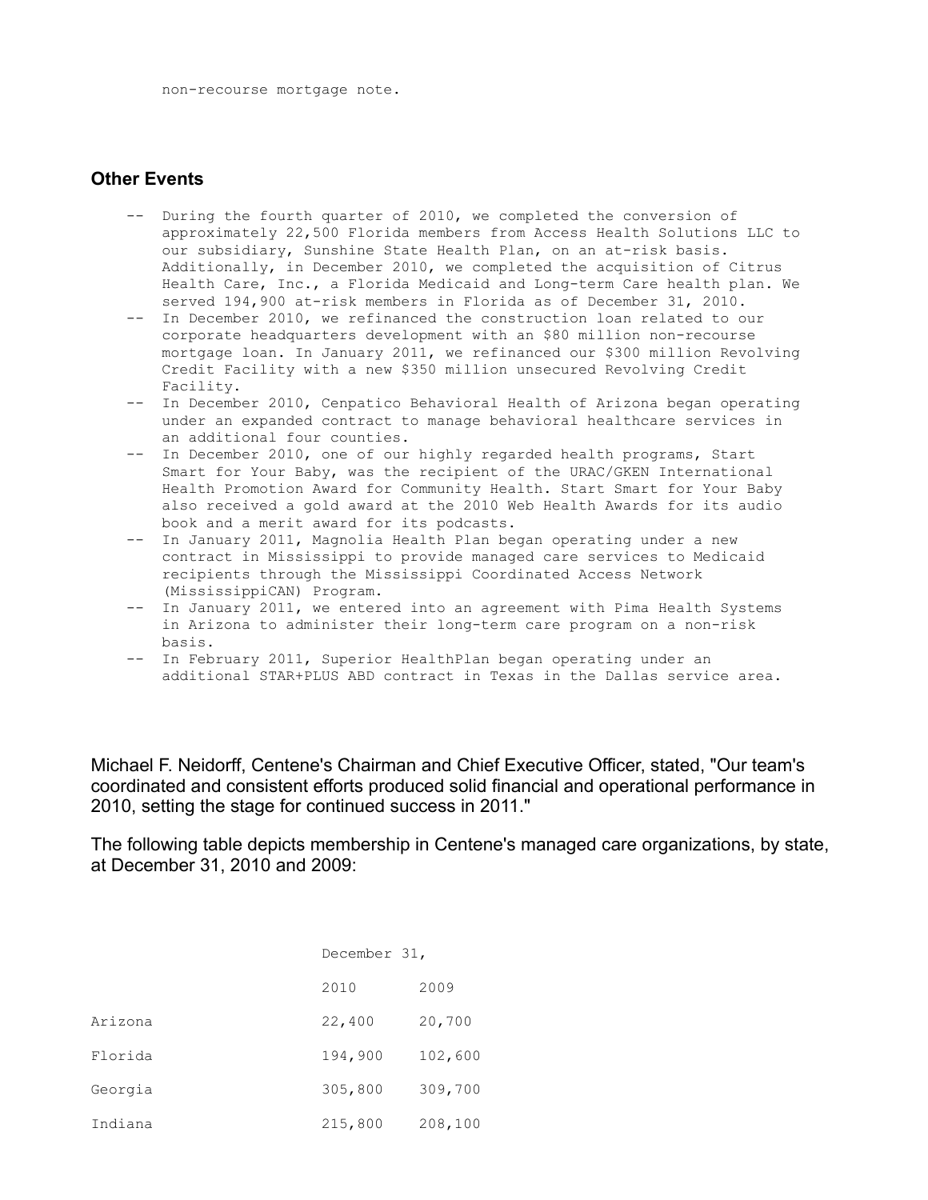non-recourse mortgage note.

## Other Events

- During the fourth quarter of 2010, we completed the conversion of approximately 22,500 Florida members from Access Health Solutions LLC to our subsidiary, Sunshine State Health Plan, on an at-risk basis. Additionally, in December 2010, we completed the acquisition of Citrus Health Care, Inc., a Florida Medicaid and Long-term Care health plan. We served 194,900 at-risk members in Florida as of December 31, 2010.
- In December 2010, we refinanced the construction loan related to our corporate headquarters development with an $80 million non-recourse mortgage loan. In January 2011, we refinanced our $300 million Revolving Credit Facility with a new $350 million unsecured Revolving Credit Facility.
- In December 2010, Cenpatico Behavioral Health of Arizona began operating under an expanded contract to manage behavioral healthcare services in an additional four counties.
- In December 2010, one of our highly regarded health programs, Start Smart for Your Baby, was the recipient of the URAC/GKEN International Health Promotion Award for Community Health. Start Smart for Your Baby also received a gold award at the 2010 Web Health Awards for its audio book and a merit award for its podcasts.
- In January 2011, Magnolia Health Plan began operating under a new contract in Mississippi to provide managed care services to Medicaid recipients through the Mississippi Coordinated Access Network (MississippiCAN) Program.
- In January 2011, we entered into an agreement with Pima Health Systems in Arizona to administer their long-term care program on a non-risk basis.
- In February 2011, Superior HealthPlan began operating under an additional STAR+PLUS ABD contract in Texas in the Dallas service area.

Michael F. Neidorff, Centene's Chairman and Chief Executive Officer, stated, "Our team's coordinated and consistent efforts produced solid financial and operational performance in 2010, setting the stage for continued success in 2011."

The following table depicts membership in Centene's managed care organizations, by state, at December 31, 2010 and 2009:

| | December 31, | |
|---|---|---|
| | 2010 | 2009 |
| Arizona | 22,400 | 20,700 |
| Florida | 194,900 | 102,600 |
| Georgia | 305,800 | 309,700 |
| Indiana | 215,800 | 208,100 |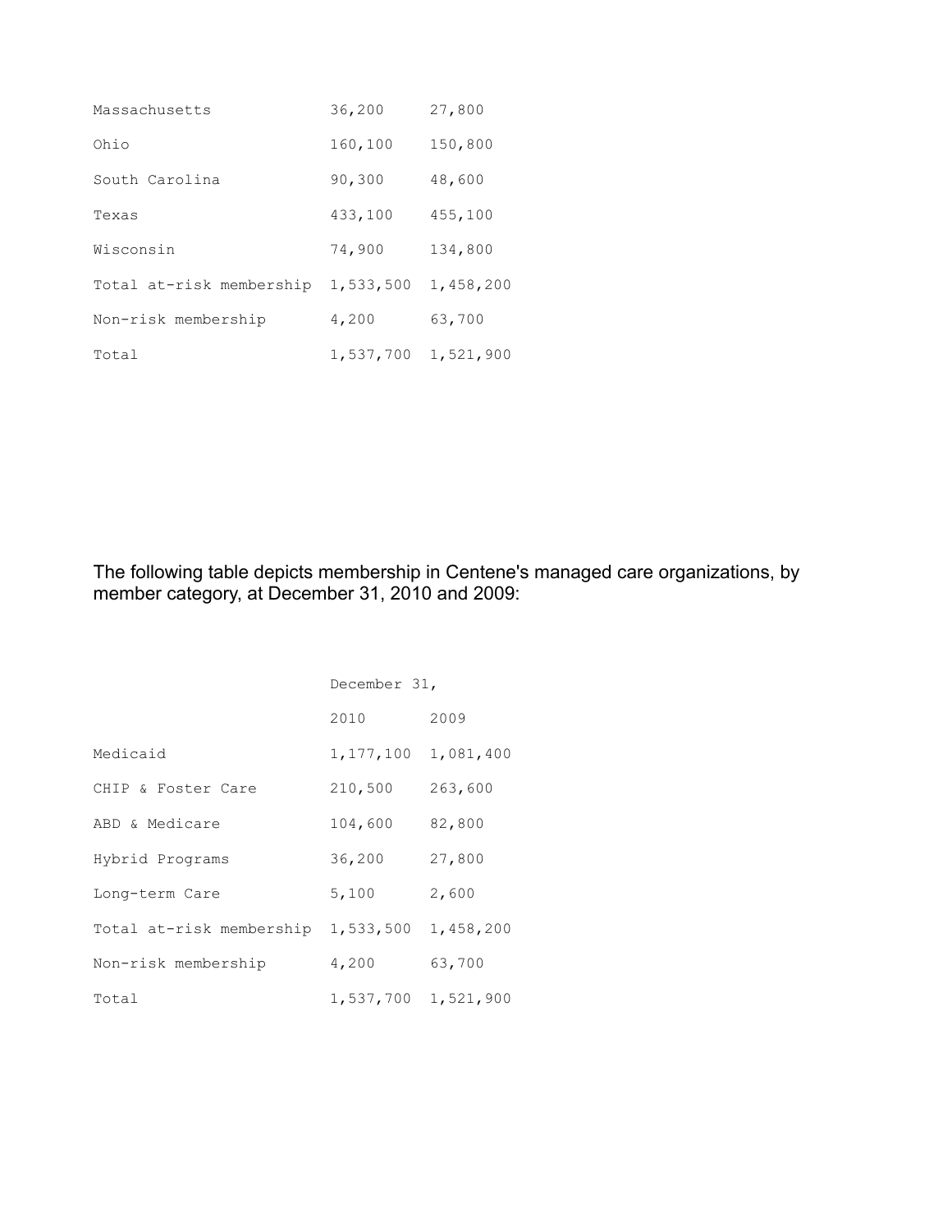| | | |
|---|---|---|
| Massachusetts | 36,200 | 27,800 |
| Ohio | 160,100 | 150,800 |
| South Carolina | 90,300 | 48,600 |
| Texas | 433,100 | 455,100 |
| Wisconsin | 74,900 | 134,800 |
| Total at-risk membership | 1,533,500 | 1,458,200 |
| Non-risk membership | 4,200 | 63,700 |
| Total | 1,537,700 | 1,521,900 |

The following table depicts membership in Centene's managed care organizations, by member category, at December 31, 2010 and 2009:

| | December 31, | |
|---|---|---|
| | 2010 | 2009 |
| Medicaid | 1,177,100 | 1,081,400 |
| CHIP & Foster Care | 210,500 | 263,600 |
| ABD & Medicare | 104,600 | 82,800 |
| Hybrid Programs | 36,200 | 27,800 |
| Long-term Care | 5,100 | 2,600 |
| Total at-risk membership | 1,533,500 | 1,458,200 |
| Non-risk membership | 4,200 | 63,700 |
| Total | 1,537,700 | 1,521,900 |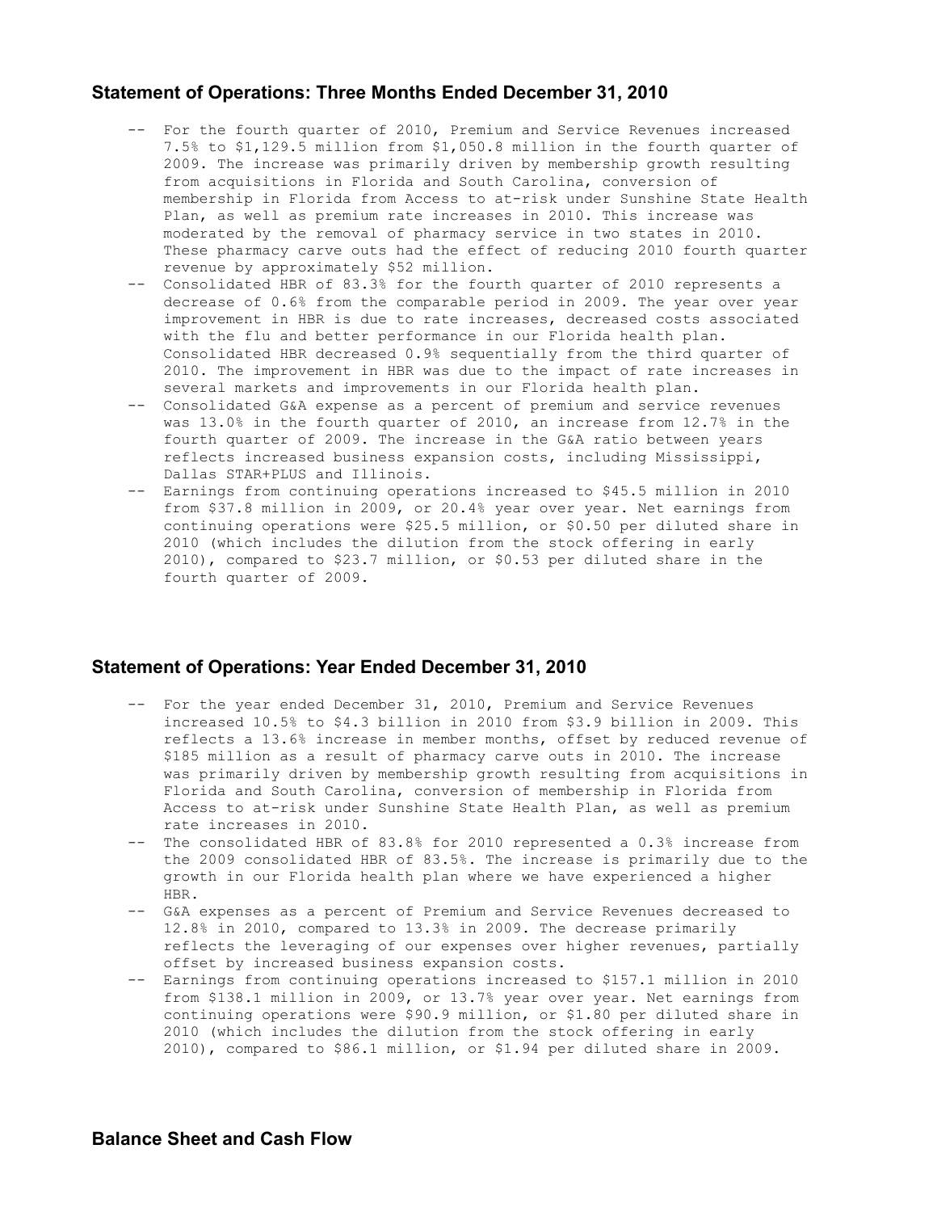## Statement of Operations: Three Months Ended December 31, 2010

- For the fourth quarter of 2010, Premium and Service Revenues increased 7.5% to $1,129.5 million from $1,050.8 million in the fourth quarter of 2009. The increase was primarily driven by membership growth resulting from acquisitions in Florida and South Carolina, conversion of membership in Florida from Access to at-risk under Sunshine State Health Plan, as well as premium rate increases in 2010. This increase was moderated by the removal of pharmacy service in two states in 2010. These pharmacy carve outs had the effect of reducing 2010 fourth quarter revenue by approximately $52 million.
- Consolidated HBR of 83.3% for the fourth quarter of 2010 represents a decrease of 0.6% from the comparable period in 2009. The year over year improvement in HBR is due to rate increases, decreased costs associated with the flu and better performance in our Florida health plan. Consolidated HBR decreased 0.9% sequentially from the third quarter of 2010. The improvement in HBR was due to the impact of rate increases in several markets and improvements in our Florida health plan.
- Consolidated G&A expense as a percent of premium and service revenues was 13.0% in the fourth quarter of 2010, an increase from 12.7% in the fourth quarter of 2009. The increase in the G&A ratio between years reflects increased business expansion costs, including Mississippi, Dallas STAR+PLUS and Illinois.
- Earnings from continuing operations increased to $45.5 million in 2010 from $37.8 million in 2009, or 20.4% year over year. Net earnings from continuing operations were $25.5 million, or $0.50 per diluted share in 2010 (which includes the dilution from the stock offering in early 2010), compared to $23.7 million, or $0.53 per diluted share in the fourth quarter of 2009.

## Statement of Operations: Year Ended December 31, 2010

- For the year ended December 31, 2010, Premium and Service Revenues increased 10.5% to $4.3 billion in 2010 from $3.9 billion in 2009. This reflects a 13.6% increase in member months, offset by reduced revenue of $185 million as a result of pharmacy carve outs in 2010. The increase was primarily driven by membership growth resulting from acquisitions in Florida and South Carolina, conversion of membership in Florida from Access to at-risk under Sunshine State Health Plan, as well as premium rate increases in 2010.
- The consolidated HBR of 83.8% for 2010 represented a 0.3% increase from the 2009 consolidated HBR of 83.5%. The increase is primarily due to the growth in our Florida health plan where we have experienced a higher HBR.
- G&A expenses as a percent of Premium and Service Revenues decreased to 12.8% in 2010, compared to 13.3% in 2009. The decrease primarily reflects the leveraging of our expenses over higher revenues, partially offset by increased business expansion costs.
- Earnings from continuing operations increased to $157.1 million in 2010 from $138.1 million in 2009, or 13.7% year over year. Net earnings from continuing operations were $90.9 million, or $1.80 per diluted share in 2010 (which includes the dilution from the stock offering in early 2010), compared to $86.1 million, or $1.94 per diluted share in 2009.

## Balance Sheet and Cash Flow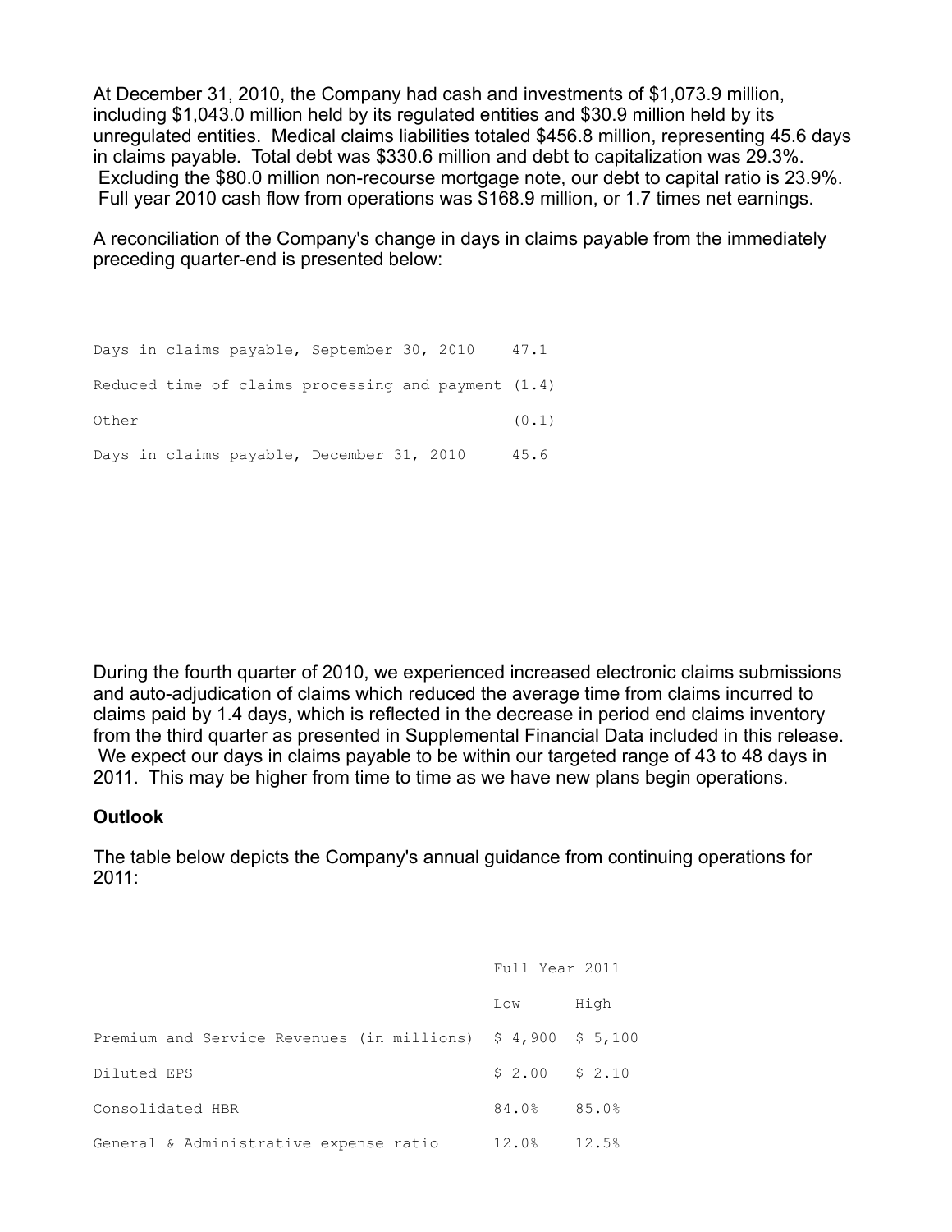At December 31, 2010, the Company had cash and investments of $1,073.9 million, including $1,043.0 million held by its regulated entities and $30.9 million held by its unregulated entities. Medical claims liabilities totaled $456.8 million, representing 45.6 days in claims payable. Total debt was $330.6 million and debt to capitalization was 29.3%. Excluding the $80.0 million non-recourse mortgage note, our debt to capital ratio is 23.9%. Full year 2010 cash flow from operations was $168.9 million, or 1.7 times net earnings.

A reconciliation of the Company's change in days in claims payable from the immediately preceding quarter-end is presented below:

| | |
|---|---|
| Days in claims payable, September 30, 2010 | 47.1 |
| Reduced time of claims processing and payment | (1.4) |
| Other | (0.1) |
| Days in claims payable, December 31, 2010 | 45.6 |

During the fourth quarter of 2010, we experienced increased electronic claims submissions and auto-adjudication of claims which reduced the average time from claims incurred to claims paid by 1.4 days, which is reflected in the decrease in period end claims inventory from the third quarter as presented in Supplemental Financial Data included in this release. We expect our days in claims payable to be within our targeted range of 43 to 48 days in 2011. This may be higher from time to time as we have new plans begin operations.

**Outlook**

The table below depicts the Company's annual guidance from continuing operations for 2011:

| | Full Year 2011 | |
|---|---|---|
| | Low | High |
| Premium and Service Revenues (in millions) | $ 4,900 | $ 5,100 |
| Diluted EPS | $ 2.00 | $ 2.10 |
| Consolidated HBR | 84.0% | 85.0% |
| General & Administrative expense ratio | 12.0% | 12.5% |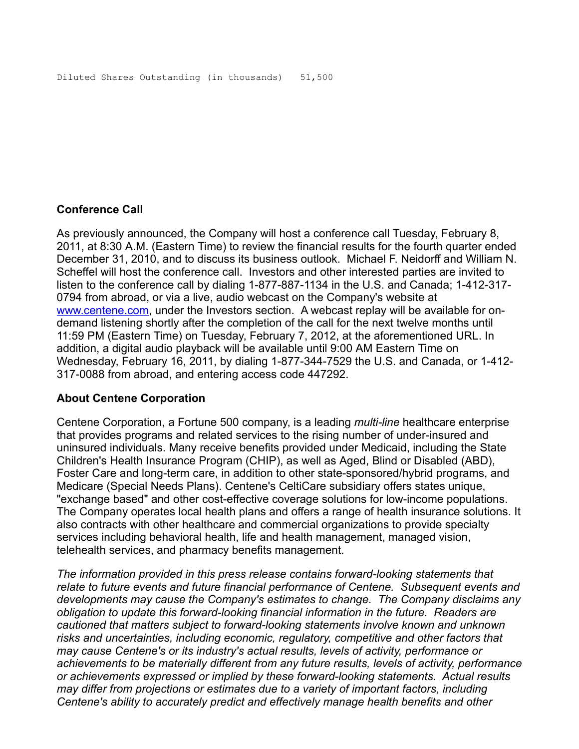```
Diluted Shares Outstanding (in thousands)   51,500
```

**Conference Call**

As previously announced, the Company will host a conference call Tuesday, February 8, 2011, at 8:30 A.M. (Eastern Time) to review the financial results for the fourth quarter ended December 31, 2010, and to discuss its business outlook. Michael F. Neidorff and William N. Scheffel will host the conference call. Investors and other interested parties are invited to listen to the conference call by dialing 1-877-887-1134 in the U.S. and Canada; 1-412-317-0794 from abroad, or via a live, audio webcast on the Company's website at www.centene.com, under the Investors section. A webcast replay will be available for on-demand listening shortly after the completion of the call for the next twelve months until 11:59 PM (Eastern Time) on Tuesday, February 7, 2012, at the aforementioned URL. In addition, a digital audio playback will be available until 9:00 AM Eastern Time on Wednesday, February 16, 2011, by dialing 1-877-344-7529 the U.S. and Canada, or 1-412-317-0088 from abroad, and entering access code 447292.

**About Centene Corporation**

Centene Corporation, a Fortune 500 company, is a leading *multi-line* healthcare enterprise that provides programs and related services to the rising number of under-insured and uninsured individuals. Many receive benefits provided under Medicaid, including the State Children's Health Insurance Program (CHIP), as well as Aged, Blind or Disabled (ABD), Foster Care and long-term care, in addition to other state-sponsored/hybrid programs, and Medicare (Special Needs Plans). Centene's CeltiCare subsidiary offers states unique, "exchange based" and other cost-effective coverage solutions for low-income populations. The Company operates local health plans and offers a range of health insurance solutions. It also contracts with other healthcare and commercial organizations to provide specialty services including behavioral health, life and health management, managed vision, telehealth services, and pharmacy benefits management.

*The information provided in this press release contains forward-looking statements that relate to future events and future financial performance of Centene. Subsequent events and developments may cause the Company's estimates to change. The Company disclaims any obligation to update this forward-looking financial information in the future. Readers are cautioned that matters subject to forward-looking statements involve known and unknown risks and uncertainties, including economic, regulatory, competitive and other factors that may cause Centene's or its industry's actual results, levels of activity, performance or achievements to be materially different from any future results, levels of activity, performance or achievements expressed or implied by these forward-looking statements. Actual results may differ from projections or estimates due to a variety of important factors, including Centene's ability to accurately predict and effectively manage health benefits and other*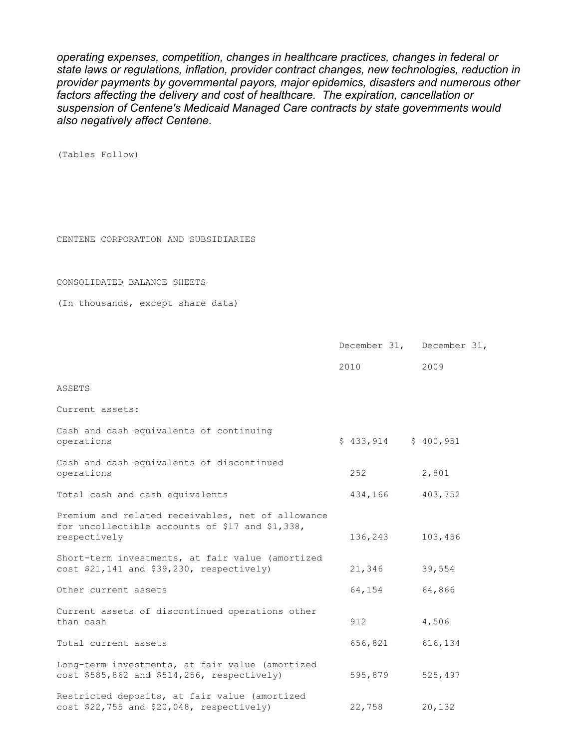*operating expenses, competition, changes in healthcare practices, changes in federal or state laws or regulations, inflation, provider contract changes, new technologies, reduction in provider payments by governmental payors, major epidemics, disasters and numerous other factors affecting the delivery and cost of healthcare. The expiration, cancellation or suspension of Centene's Medicaid Managed Care contracts by state governments would also negatively affect Centene.*

(Tables Follow)

CENTENE CORPORATION AND SUBSIDIARIES

CONSOLIDATED BALANCE SHEETS

(In thousands, except share data)

| | December 31, 2010 | December 31, 2009 |
|---|---|---|
| ASSETS | | |
| Current assets: | | |
| Cash and cash equivalents of continuing operations | $ 433,914 | $ 400,951 |
| Cash and cash equivalents of discontinued operations | 252 | 2,801 |
| Total cash and cash equivalents | 434,166 | 403,752 |
| Premium and related receivables, net of allowance for uncollectible accounts of $17 and $1,338, respectively | 136,243 | 103,456 |
| Short-term investments, at fair value (amortized cost $21,141 and $39,230, respectively) | 21,346 | 39,554 |
| Other current assets | 64,154 | 64,866 |
| Current assets of discontinued operations other than cash | 912 | 4,506 |
| Total current assets | 656,821 | 616,134 |
| Long-term investments, at fair value (amortized cost $585,862 and $514,256, respectively) | 595,879 | 525,497 |
| Restricted deposits, at fair value (amortized cost $22,755 and $20,048, respectively) | 22,758 | 20,132 |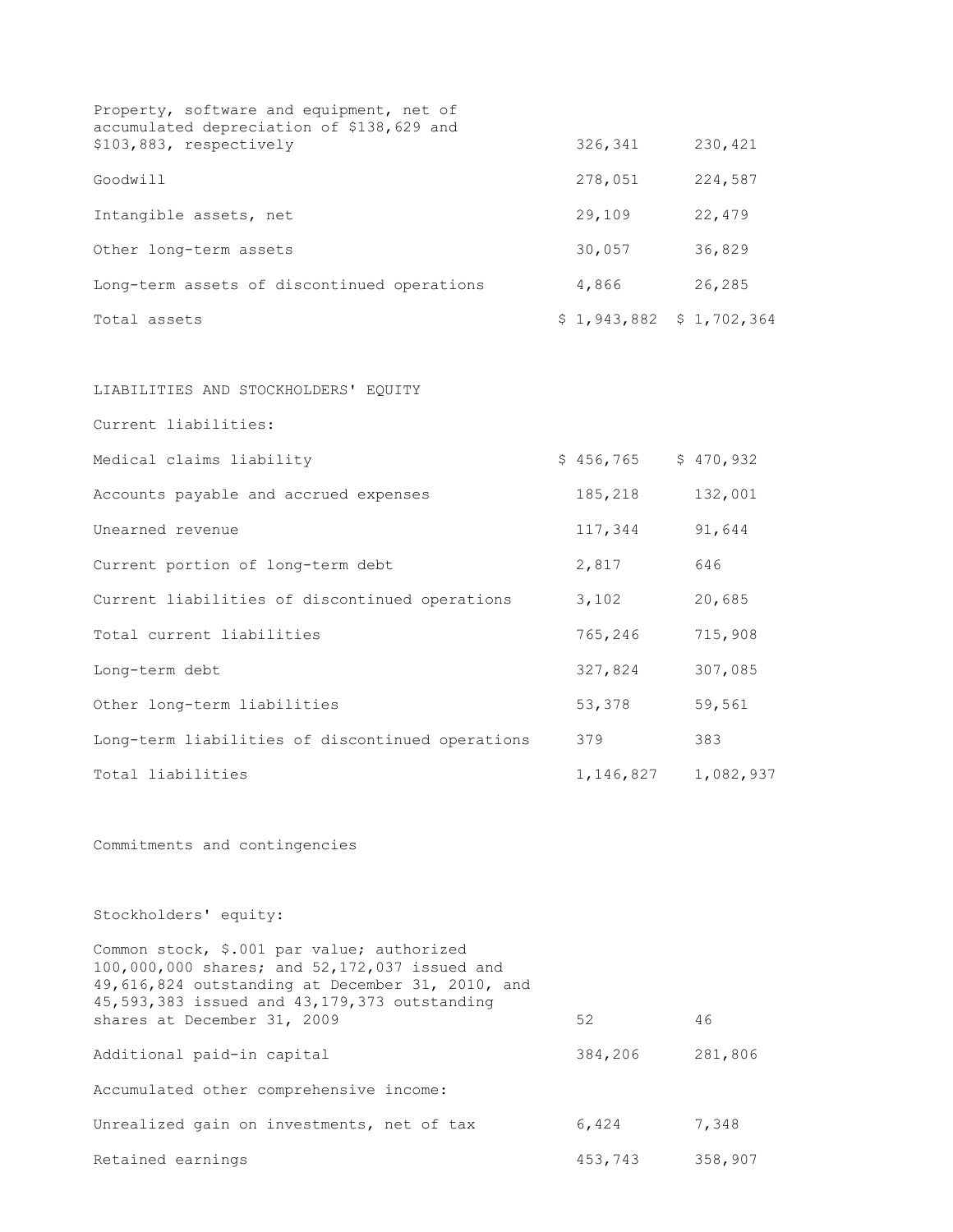| | | |
|---|---|---|
| Property, software and equipment, net of accumulated depreciation of $138,629 and $103,883, respectively | 326,341 | 230,421 |
| Goodwill | 278,051 | 224,587 |
| Intangible assets, net | 29,109 | 22,479 |
| Other long-term assets | 30,057 | 36,829 |
| Long-term assets of discontinued operations | 4,866 | 26,285 |
| Total assets | $ 1,943,882 | $ 1,702,364 |

LIABILITIES AND STOCKHOLDERS' EQUITY

| | | |
|---|---|---|
| Current liabilities: | | |
| Medical claims liability | $ 456,765 | $ 470,932 |
| Accounts payable and accrued expenses | 185,218 | 132,001 |
| Unearned revenue | 117,344 | 91,644 |
| Current portion of long-term debt | 2,817 | 646 |
| Current liabilities of discontinued operations | 3,102 | 20,685 |
| Total current liabilities | 765,246 | 715,908 |
| Long-term debt | 327,824 | 307,085 |
| Other long-term liabilities | 53,378 | 59,561 |
| Long-term liabilities of discontinued operations | 379 | 383 |
| Total liabilities | 1,146,827 | 1,082,937 |

Commitments and contingencies

| | | |
|---|---|---|
| Stockholders' equity: | | |
| Common stock, $.001 par value; authorized 100,000,000 shares; and 52,172,037 issued and 49,616,824 outstanding at December 31, 2010, and 45,593,383 issued and 43,179,373 outstanding shares at December 31, 2009 | 52 | 46 |
| Additional paid-in capital | 384,206 | 281,806 |
| Accumulated other comprehensive income: | | |
| Unrealized gain on investments, net of tax | 6,424 | 7,348 |
| Retained earnings | 453,743 | 358,907 |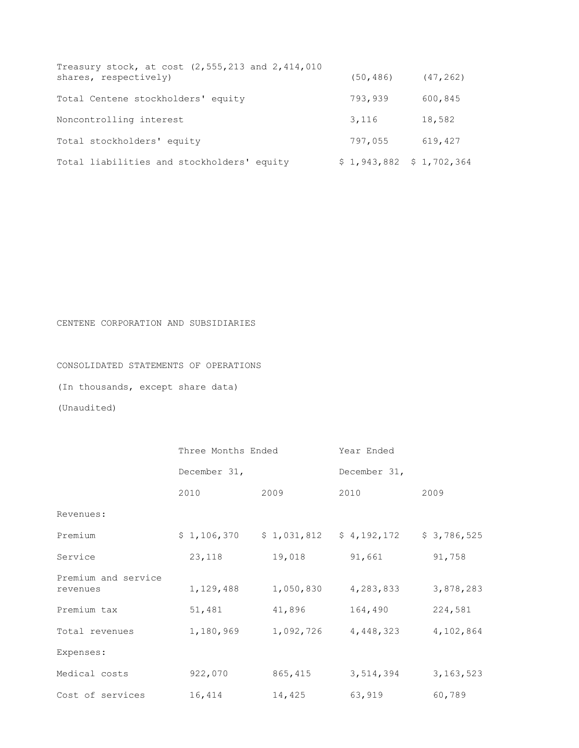| | | |
|---|---|---|
| Treasury stock, at cost (2,555,213 and 2,414,010 shares, respectively) | (50,486) | (47,262) |
| Total Centene stockholders' equity | 793,939 | 600,845 |
| Noncontrolling interest | 3,116 | 18,582 |
| Total stockholders' equity | 797,055 | 619,427 |
| Total liabilities and stockholders' equity | $ 1,943,882 | $ 1,702,364 |

CENTENE CORPORATION AND SUBSIDIARIES

CONSOLIDATED STATEMENTS OF OPERATIONS

(In thousands, except share data)

(Unaudited)

| | Three Months Ended | | Year Ended | |
|---|---|---|---|---|
| | December 31, | | December 31, | |
| | 2010 | 2009 | 2010 | 2009 |
| Revenues: | | | | |
| Premium | $ 1,106,370 | $ 1,031,812 | $ 4,192,172 | $ 3,786,525 |
| Service | 23,118 | 19,018 | 91,661 | 91,758 |
| Premium and service revenues | 1,129,488 | 1,050,830 | 4,283,833 | 3,878,283 |
| Premium tax | 51,481 | 41,896 | 164,490 | 224,581 |
| Total revenues | 1,180,969 | 1,092,726 | 4,448,323 | 4,102,864 |
| Expenses: | | | | |
| Medical costs | 922,070 | 865,415 | 3,514,394 | 3,163,523 |
| Cost of services | 16,414 | 14,425 | 63,919 | 60,789 |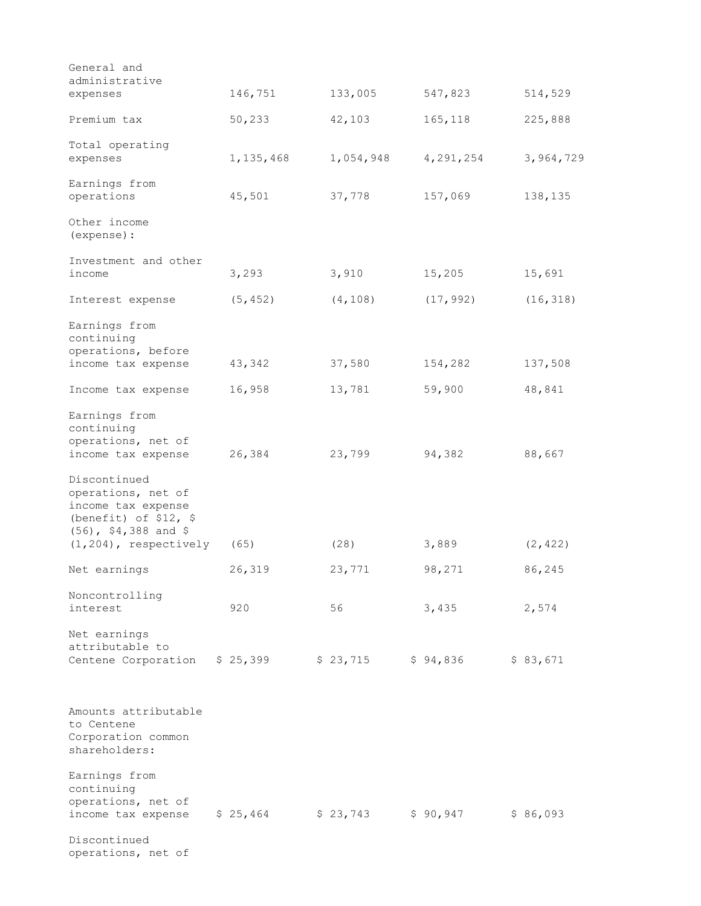| | | | | |
|---|---|---|---|---|
| General and administrative expenses | 146,751 | 133,005 | 547,823 | 514,529 |
| Premium tax | 50,233 | 42,103 | 165,118 | 225,888 |
| Total operating expenses | 1,135,468 | 1,054,948 | 4,291,254 | 3,964,729 |
| Earnings from operations | 45,501 | 37,778 | 157,069 | 138,135 |
| Other income (expense): | | | | |
| Investment and other income | 3,293 | 3,910 | 15,205 | 15,691 |
| Interest expense | (5,452) | (4,108) | (17,992) | (16,318) |
| Earnings from continuing operations, before income tax expense | 43,342 | 37,580 | 154,282 | 137,508 |
| Income tax expense | 16,958 | 13,781 | 59,900 | 48,841 |
| Earnings from continuing operations, net of income tax expense | 26,384 | 23,799 | 94,382 | 88,667 |
| Discontinued operations, net of income tax expense (benefit) of $12, $(56), $4,388 and $(1,204), respectively | (65) | (28) | 3,889 | (2,422) |
| Net earnings | 26,319 | 23,771 | 98,271 | 86,245 |
| Noncontrolling interest | 920 | 56 | 3,435 | 2,574 |
| Net earnings attributable to Centene Corporation | $ 25,399 | $ 23,715 | $ 94,836 | $ 83,671 |
| | | | | |
| Amounts attributable to Centene Corporation common shareholders: | | | | |
| Earnings from continuing operations, net of income tax expense | $ 25,464 | $ 23,743 | $ 90,947 | $ 86,093 |
| Discontinued operations, net of | | | | |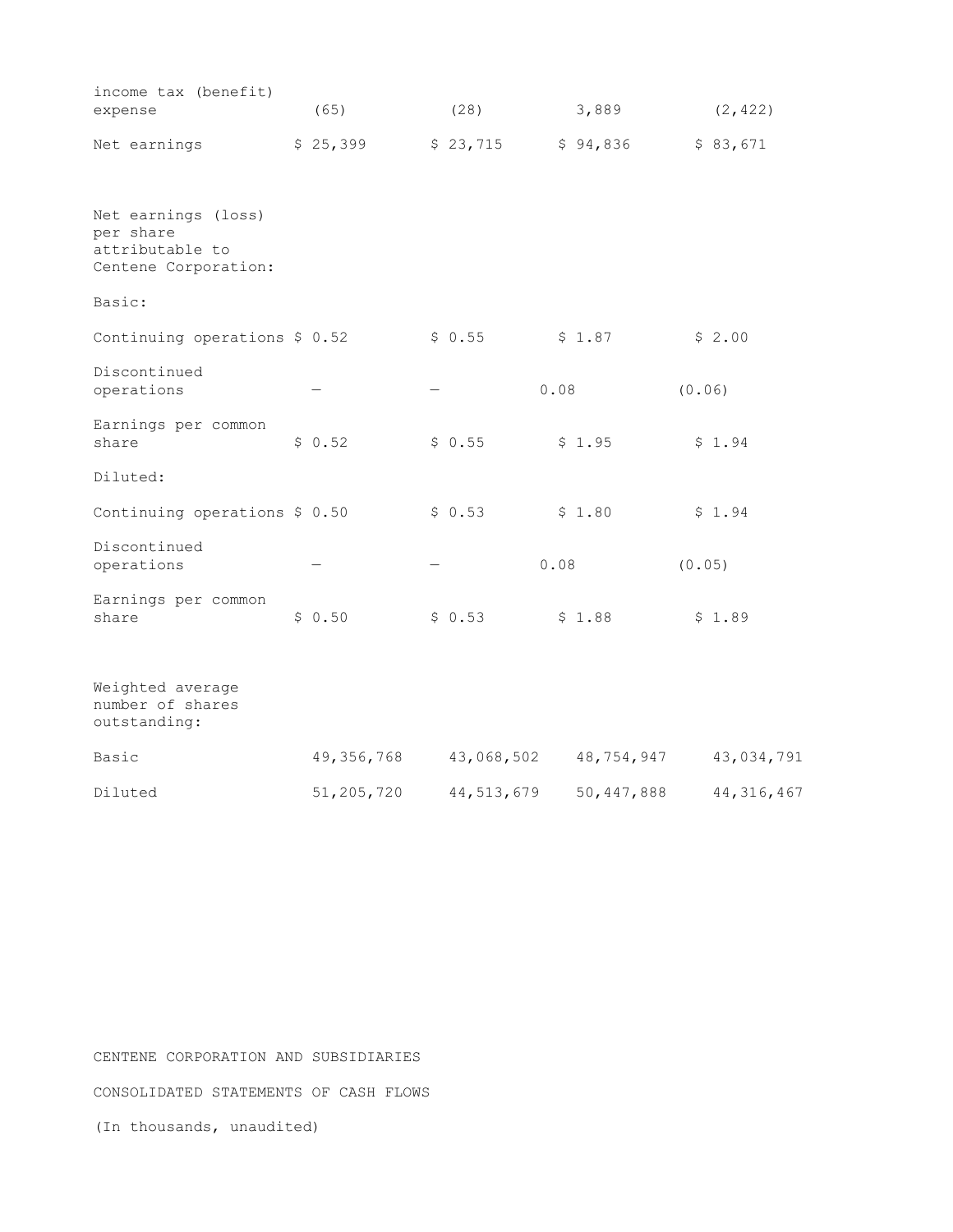| | | | | |
|---|---|---|---|---|
| income tax (benefit) expense | (65) | (28) | 3,889 | (2,422) |
| Net earnings | $ 25,399 | $ 23,715 | $ 94,836 | $ 83,671 |
| | | | | |
| Net earnings (loss) per share attributable to Centene Corporation: | | | | |
| Basic: | | | | |
| Continuing operations | $ 0.52 | $ 0.55 | $ 1.87 | $ 2.00 |
| Discontinued operations | — | — | 0.08 | (0.06) |
| Earnings per common share | $ 0.52 | $ 0.55 | $ 1.95 | $ 1.94 |
| Diluted: | | | | |
| Continuing operations | $ 0.50 | $ 0.53 | $ 1.80 | $ 1.94 |
| Discontinued operations | — | — | 0.08 | (0.05) |
| Earnings per common share | $ 0.50 | $ 0.53 | $ 1.88 | $ 1.89 |
| | | | | |
| Weighted average number of shares outstanding: | | | | |
| Basic | 49,356,768 | 43,068,502 | 48,754,947 | 43,034,791 |
| Diluted | 51,205,720 | 44,513,679 | 50,447,888 | 44,316,467 |

CENTENE CORPORATION AND SUBSIDIARIES

CONSOLIDATED STATEMENTS OF CASH FLOWS

(In thousands, unaudited)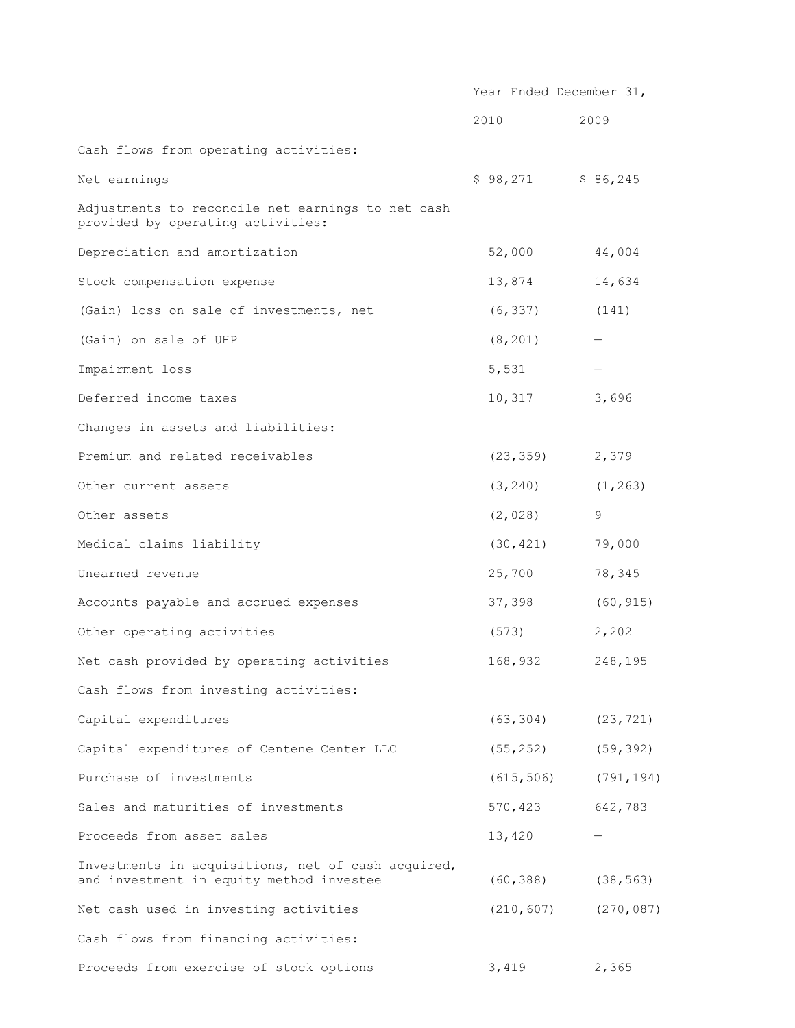| | Year Ended December 31, | |
|---|---|---|
| | 2010 | 2009 |
| Cash flows from operating activities: | | |
| Net earnings | $ 98,271 | $ 86,245 |
| Adjustments to reconcile net earnings to net cash provided by operating activities: | | |
| Depreciation and amortization | 52,000 | 44,004 |
| Stock compensation expense | 13,874 | 14,634 |
| (Gain) loss on sale of investments, net | (6,337) | (141) |
| (Gain) on sale of UHP | (8,201) | — |
| Impairment loss | 5,531 | — |
| Deferred income taxes | 10,317 | 3,696 |
| Changes in assets and liabilities: | | |
| Premium and related receivables | (23,359) | 2,379 |
| Other current assets | (3,240) | (1,263) |
| Other assets | (2,028) | 9 |
| Medical claims liability | (30,421) | 79,000 |
| Unearned revenue | 25,700 | 78,345 |
| Accounts payable and accrued expenses | 37,398 | (60,915) |
| Other operating activities | (573) | 2,202 |
| Net cash provided by operating activities | 168,932 | 248,195 |
| Cash flows from investing activities: | | |
| Capital expenditures | (63,304) | (23,721) |
| Capital expenditures of Centene Center LLC | (55,252) | (59,392) |
| Purchase of investments | (615,506) | (791,194) |
| Sales and maturities of investments | 570,423 | 642,783 |
| Proceeds from asset sales | 13,420 | — |
| Investments in acquisitions, net of cash acquired, and investment in equity method investee | (60,388) | (38,563) |
| Net cash used in investing activities | (210,607) | (270,087) |
| Cash flows from financing activities: | | |
| Proceeds from exercise of stock options | 3,419 | 2,365 |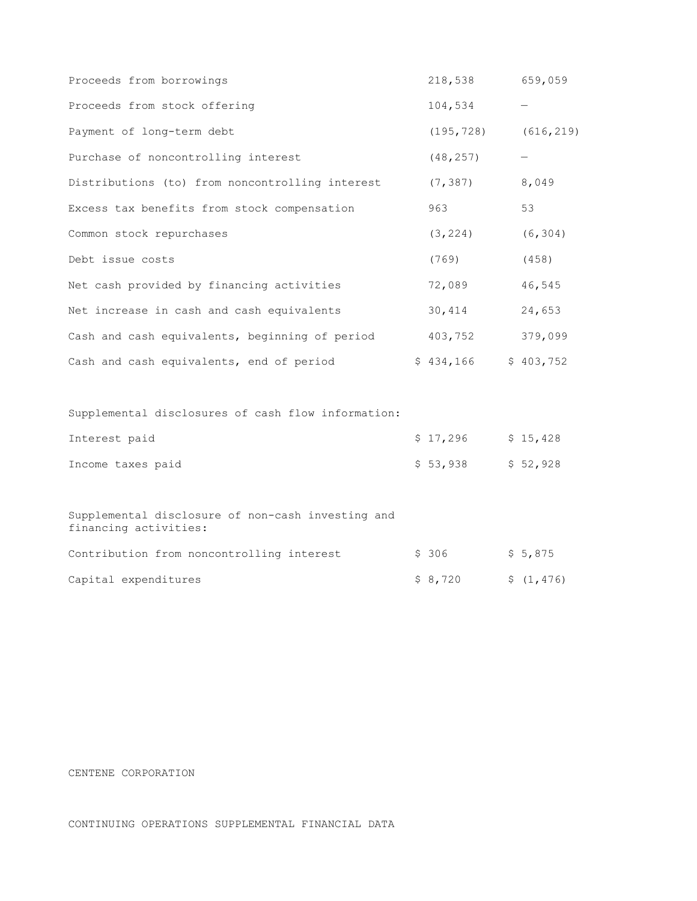| | | |
|---|---|---|
| Proceeds from borrowings | 218,538 | 659,059 |
| Proceeds from stock offering | 104,534 | — |
| Payment of long-term debt | (195,728) | (616,219) |
| Purchase of noncontrolling interest | (48,257) | — |
| Distributions (to) from noncontrolling interest | (7,387) | 8,049 |
| Excess tax benefits from stock compensation | 963 | 53 |
| Common stock repurchases | (3,224) | (6,304) |
| Debt issue costs | (769) | (458) |
| Net cash provided by financing activities | 72,089 | 46,545 |
| Net increase in cash and cash equivalents | 30,414 | 24,653 |
| Cash and cash equivalents, beginning of period | 403,752 | 379,099 |
| Cash and cash equivalents, end of period | $ 434,166 | $ 403,752 |
| | | |
| Supplemental disclosures of cash flow information: | | |
| Interest paid | $ 17,296 | $ 15,428 |
| Income taxes paid | $ 53,938 | $ 52,928 |
| | | |
| Supplemental disclosure of non-cash investing and financing activities: | | |
| Contribution from noncontrolling interest | $ 306 | $ 5,875 |
| Capital expenditures | $ 8,720 | $ (1,476) |

CENTENE CORPORATION

CONTINUING OPERATIONS SUPPLEMENTAL FINANCIAL DATA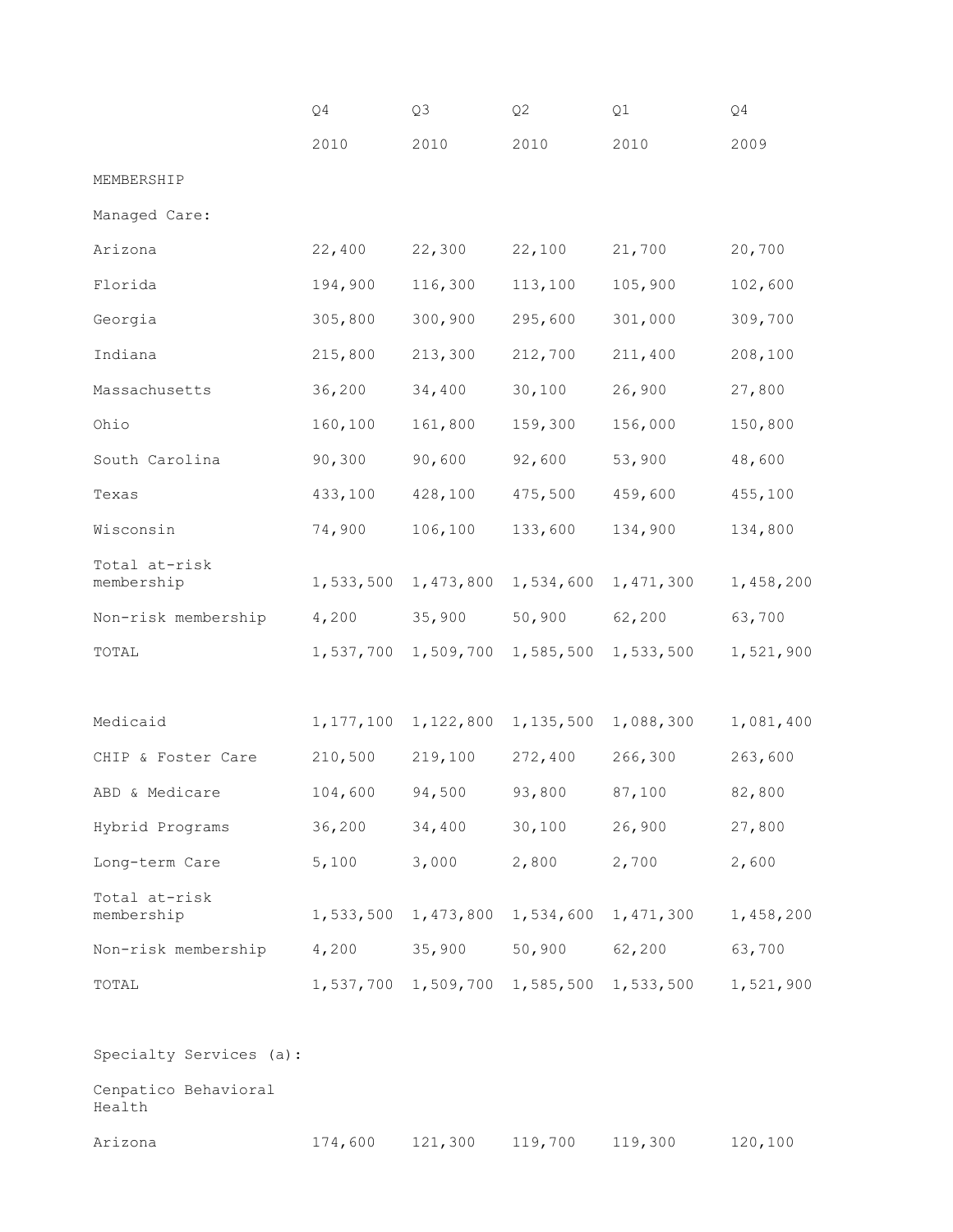| | Q4 2010 | Q3 2010 | Q2 2010 | Q1 2010 | Q4 2009 |
|---|---|---|---|---|---|
| MEMBERSHIP | | | | | |
| Managed Care: | | | | | |
| Arizona | 22,400 | 22,300 | 22,100 | 21,700 | 20,700 |
| Florida | 194,900 | 116,300 | 113,100 | 105,900 | 102,600 |
| Georgia | 305,800 | 300,900 | 295,600 | 301,000 | 309,700 |
| Indiana | 215,800 | 213,300 | 212,700 | 211,400 | 208,100 |
| Massachusetts | 36,200 | 34,400 | 30,100 | 26,900 | 27,800 |
| Ohio | 160,100 | 161,800 | 159,300 | 156,000 | 150,800 |
| South Carolina | 90,300 | 90,600 | 92,600 | 53,900 | 48,600 |
| Texas | 433,100 | 428,100 | 475,500 | 459,600 | 455,100 |
| Wisconsin | 74,900 | 106,100 | 133,600 | 134,900 | 134,800 |
| Total at-risk membership | 1,533,500 | 1,473,800 | 1,534,600 | 1,471,300 | 1,458,200 |
| Non-risk membership | 4,200 | 35,900 | 50,900 | 62,200 | 63,700 |
| TOTAL | 1,537,700 | 1,509,700 | 1,585,500 | 1,533,500 | 1,521,900 |
| | | | | | |
| Medicaid | 1,177,100 | 1,122,800 | 1,135,500 | 1,088,300 | 1,081,400 |
| CHIP & Foster Care | 210,500 | 219,100 | 272,400 | 266,300 | 263,600 |
| ABD & Medicare | 104,600 | 94,500 | 93,800 | 87,100 | 82,800 |
| Hybrid Programs | 36,200 | 34,400 | 30,100 | 26,900 | 27,800 |
| Long-term Care | 5,100 | 3,000 | 2,800 | 2,700 | 2,600 |
| Total at-risk membership | 1,533,500 | 1,473,800 | 1,534,600 | 1,471,300 | 1,458,200 |
| Non-risk membership | 4,200 | 35,900 | 50,900 | 62,200 | 63,700 |
| TOTAL | 1,537,700 | 1,509,700 | 1,585,500 | 1,533,500 | 1,521,900 |
| | | | | | |
| Specialty Services (a): | | | | | |
| Cenpatico Behavioral Health | | | | | |
| Arizona | 174,600 | 121,300 | 119,700 | 119,300 | 120,100 |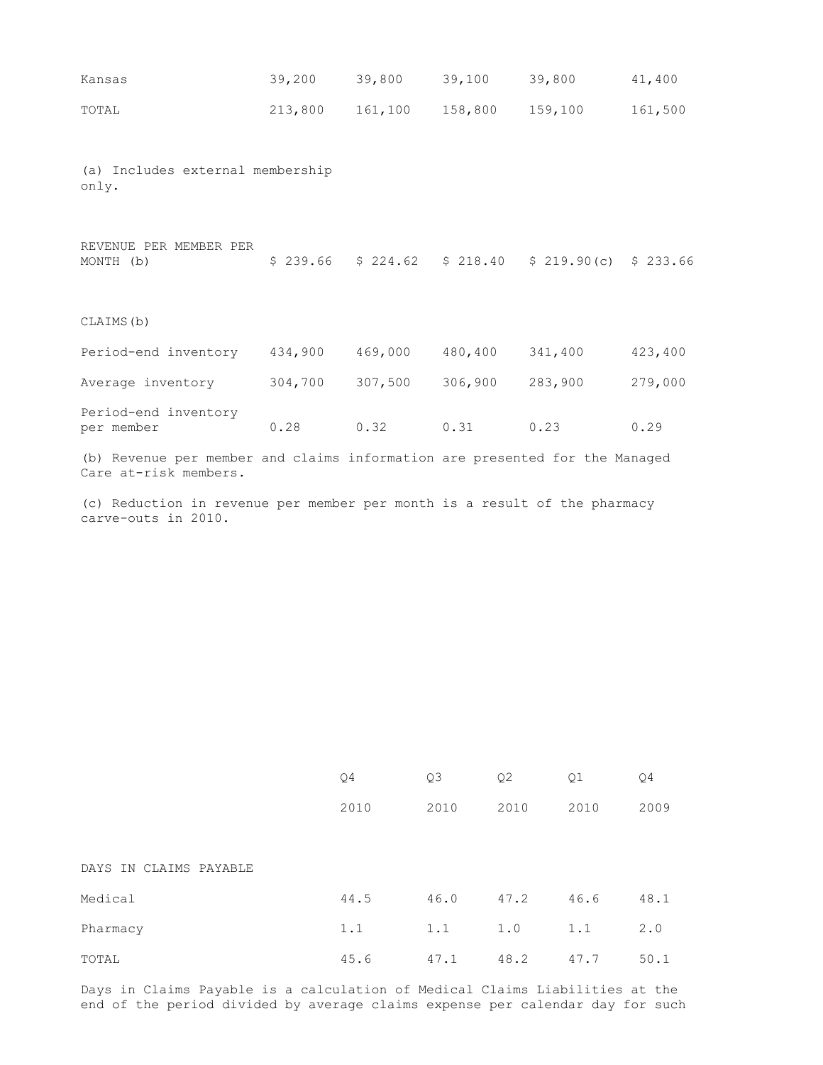| | | | | | |
|---|---|---|---|---|---|
| Kansas | 39,200 | 39,800 | 39,100 | 39,800 | 41,400 |
| TOTAL | 213,800 | 161,100 | 158,800 | 159,100 | 161,500 |

(a) Includes external membership only.

| | | | | | |
|---|---|---|---|---|---|
| REVENUE PER MEMBER PER MONTH (b) | $ 239.66 | $ 224.62 | $ 218.40 | $ 219.90(c) | $ 233.66 |
| | | | | | |
| CLAIMS(b) | | | | | |
| Period-end inventory | 434,900 | 469,000 | 480,400 | 341,400 | 423,400 |
| Average inventory | 304,700 | 307,500 | 306,900 | 283,900 | 279,000 |
| Period-end inventory per member | 0.28 | 0.32 | 0.31 | 0.23 | 0.29 |

(b) Revenue per member and claims information are presented for the Managed Care at-risk members.

(c) Reduction in revenue per member per month is a result of the pharmacy carve-outs in 2010.

| | Q4 2010 | Q3 2010 | Q2 2010 | Q1 2010 | Q4 2009 |
|---|---|---|---|---|---|
| DAYS IN CLAIMS PAYABLE | | | | | |
| Medical | 44.5 | 46.0 | 47.2 | 46.6 | 48.1 |
| Pharmacy | 1.1 | 1.1 | 1.0 | 1.1 | 2.0 |
| TOTAL | 45.6 | 47.1 | 48.2 | 47.7 | 50.1 |

Days in Claims Payable is a calculation of Medical Claims Liabilities at the end of the period divided by average claims expense per calendar day for such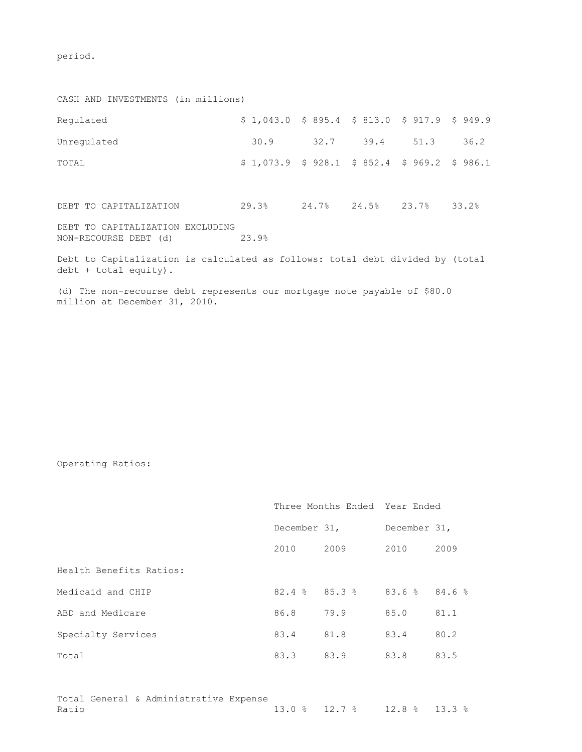period.

| CASH AND INVESTMENTS (in millions) | | | | | |
|---|---|---|---|---|---|
| Regulated | $ 1,043.0 | $ 895.4 | $ 813.0 | $ 917.9 | $ 949.9 |
| Unregulated | 30.9 | 32.7 | 39.4 | 51.3 | 36.2 |
| TOTAL | $ 1,073.9 | $ 928.1 | $ 852.4 | $ 969.2 | $ 986.1 |
| | | | | | |
| DEBT TO CAPITALIZATION | 29.3% | 24.7% | 24.5% | 23.7% | 33.2% |
| DEBT TO CAPITALIZATION EXCLUDING NON-RECOURSE DEBT (d) | 23.9% | | | | |

Debt to Capitalization is calculated as follows: total debt divided by (total debt + total equity).

(d) The non-recourse debt represents our mortgage note payable of $80.0 million at December 31, 2010.

Operating Ratios:

| | Three Months Ended December 31, | | Year Ended December 31, | |
|---|---|---|---|---|
| | 2010 | 2009 | 2010 | 2009 |
| Health Benefits Ratios: | | | | |
| Medicaid and CHIP | 82.4 % | 85.3 % | 83.6 % | 84.6 % |
| ABD and Medicare | 86.8 | 79.9 | 85.0 | 81.1 |
| Specialty Services | 83.4 | 81.8 | 83.4 | 80.2 |
| Total | 83.3 | 83.9 | 83.8 | 83.5 |
| | | | | |
| Total General & Administrative Expense Ratio | 13.0 % | 12.7 % | 12.8 % | 13.3 % |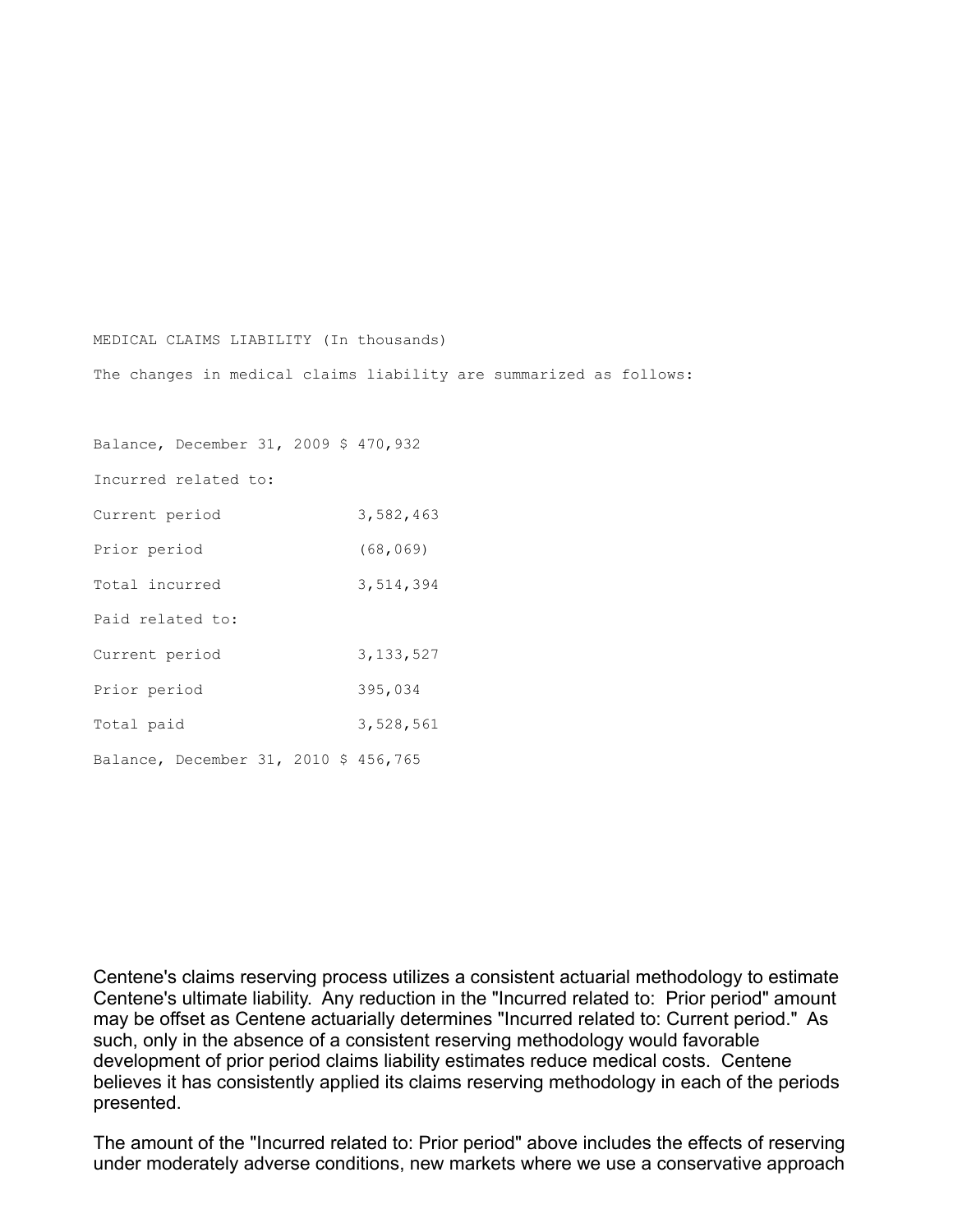MEDICAL CLAIMS LIABILITY (In thousands)

The changes in medical claims liability are summarized as follows:

| | |
|---|---|
| Balance, December 31, 2009 | $ 470,932 |
| Incurred related to: | |
| Current period | 3,582,463 |
| Prior period | (68,069) |
| Total incurred | 3,514,394 |
| Paid related to: | |
| Current period | 3,133,527 |
| Prior period | 395,034 |
| Total paid | 3,528,561 |
| Balance, December 31, 2010 | $ 456,765 |

Centene's claims reserving process utilizes a consistent actuarial methodology to estimate Centene's ultimate liability. Any reduction in the "Incurred related to: Prior period" amount may be offset as Centene actuarially determines "Incurred related to: Current period." As such, only in the absence of a consistent reserving methodology would favorable development of prior period claims liability estimates reduce medical costs. Centene believes it has consistently applied its claims reserving methodology in each of the periods presented.

The amount of the "Incurred related to: Prior period" above includes the effects of reserving under moderately adverse conditions, new markets where we use a conservative approach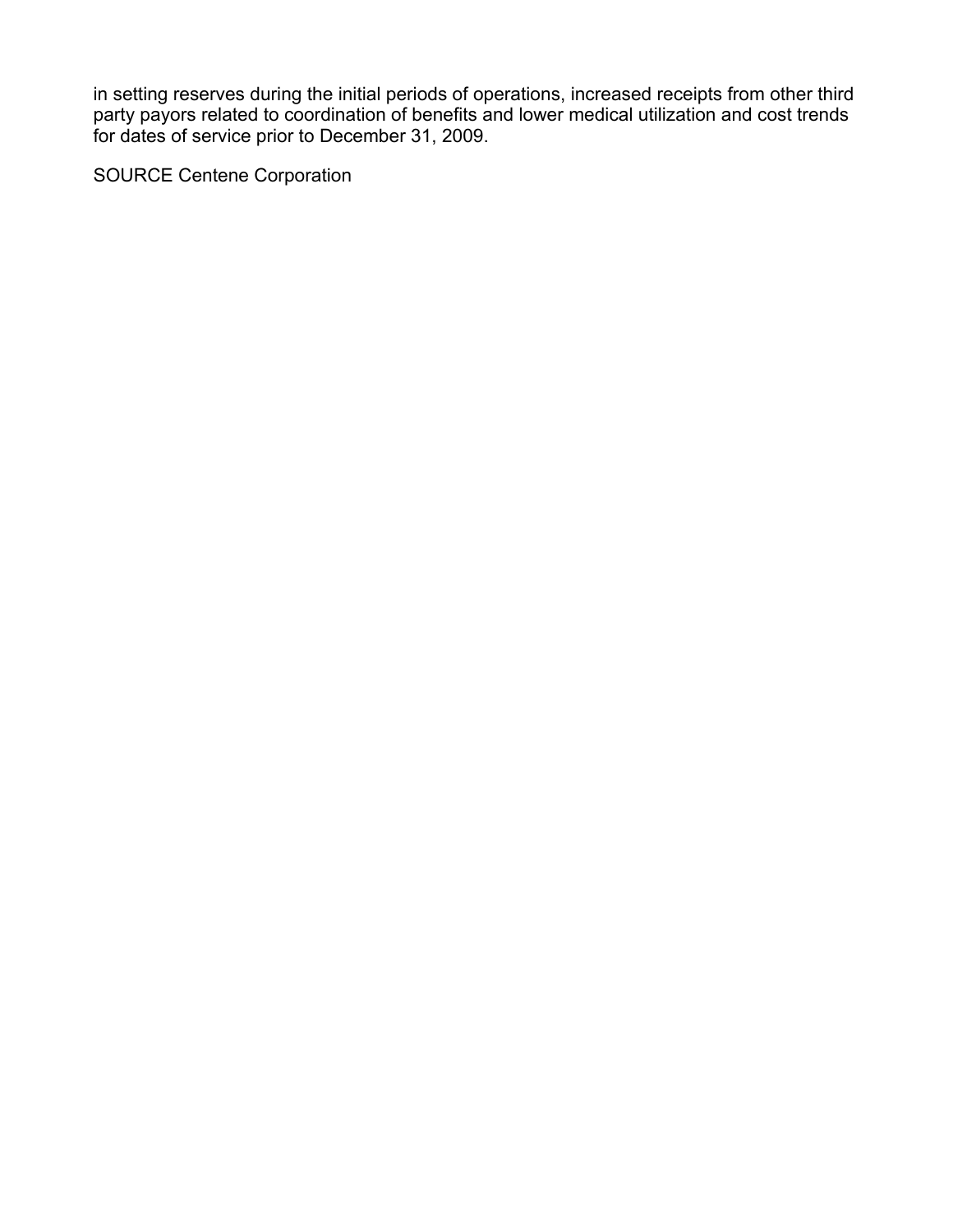in setting reserves during the initial periods of operations, increased receipts from other third party payors related to coordination of benefits and lower medical utilization and cost trends for dates of service prior to December 31, 2009.

SOURCE Centene Corporation